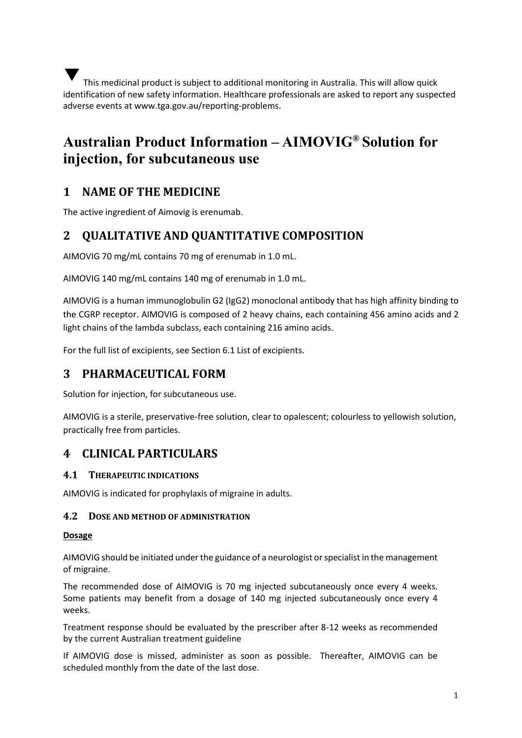▼ This medicinal product is subject to additional monitoring in Australia. This will allow quick identification of new safety information. Healthcare professionals are asked to report any suspected adverse events at www.tga.gov.au/reporting-problems.

# Australian Product Information – AIMOVIG® Solution for injection, for subcutaneous use

## 1 NAME OF THE MEDICINE

The active ingredient of Aimovig is erenumab.

## 2 QUALITATIVE AND QUANTITATIVE COMPOSITION

AIMOVIG 70 mg/mL contains 70 mg of erenumab in 1.0 mL.

AIMOVIG 140 mg/mL contains 140 mg of erenumab in 1.0 mL.

AIMOVIG is a human immunoglobulin G2 (IgG2) monoclonal antibody that has high affinity binding to the CGRP receptor. AIMOVIG is composed of 2 heavy chains, each containing 456 amino acids and 2 light chains of the lambda subclass, each containing 216 amino acids.

For the full list of excipients, see Section 6.1 List of excipients.

## 3 PHARMACEUTICAL FORM

Solution for injection, for subcutaneous use.

AIMOVIG is a sterile, preservative-free solution, clear to opalescent; colourless to yellowish solution, practically free from particles.

## 4 CLINICAL PARTICULARS

### 4.1 THERAPEUTIC INDICATIONS

AIMOVIG is indicated for prophylaxis of migraine in adults.

### 4.2 DOSE AND METHOD OF ADMINISTRATION

**Dosage**

AIMOVIG should be initiated under the guidance of a neurologist or specialist in the management of migraine.

The recommended dose of AIMOVIG is 70 mg injected subcutaneously once every 4 weeks. Some patients may benefit from a dosage of 140 mg injected subcutaneously once every 4 weeks.

Treatment response should be evaluated by the prescriber after 8-12 weeks as recommended by the current Australian treatment guideline

If AIMOVIG dose is missed, administer as soon as possible. Thereafter, AIMOVIG can be scheduled monthly from the date of the last dose.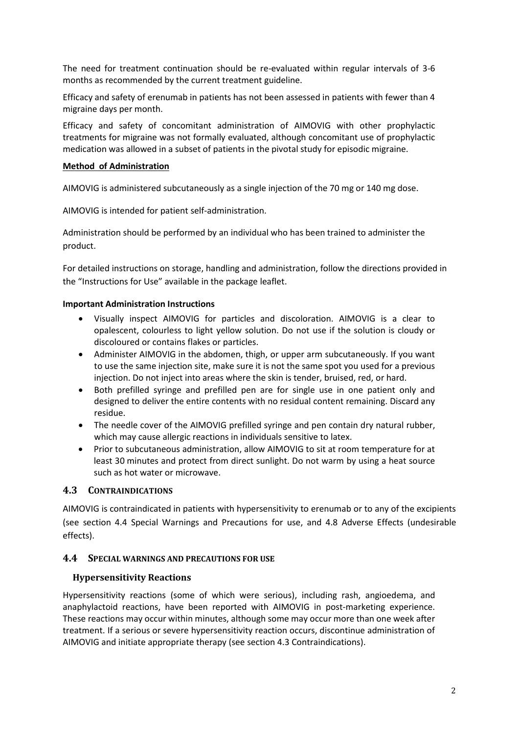The need for treatment continuation should be re-evaluated within regular intervals of 3-6 months as recommended by the current treatment guideline.

Efficacy and safety of erenumab in patients has not been assessed in patients with fewer than 4 migraine days per month.

Efficacy and safety of concomitant administration of AIMOVIG with other prophylactic treatments for migraine was not formally evaluated, although concomitant use of prophylactic medication was allowed in a subset of patients in the pivotal study for episodic migraine.

**Method of Administration**

AIMOVIG is administered subcutaneously as a single injection of the 70 mg or 140 mg dose.

AIMOVIG is intended for patient self-administration.

Administration should be performed by an individual who has been trained to administer the product.

For detailed instructions on storage, handling and administration, follow the directions provided in the "Instructions for Use" available in the package leaflet.

**Important Administration Instructions**

- Visually inspect AIMOVIG for particles and discoloration. AIMOVIG is a clear to opalescent, colourless to light yellow solution. Do not use if the solution is cloudy or discoloured or contains flakes or particles.
- Administer AIMOVIG in the abdomen, thigh, or upper arm subcutaneously. If you want to use the same injection site, make sure it is not the same spot you used for a previous injection. Do not inject into areas where the skin is tender, bruised, red, or hard.
- Both prefilled syringe and prefilled pen are for single use in one patient only and designed to deliver the entire contents with no residual content remaining. Discard any residue.
- The needle cover of the AIMOVIG prefilled syringe and pen contain dry natural rubber, which may cause allergic reactions in individuals sensitive to latex.
- Prior to subcutaneous administration, allow AIMOVIG to sit at room temperature for at least 30 minutes and protect from direct sunlight. Do not warm by using a heat source such as hot water or microwave.

## 4.3 CONTRAINDICATIONS

AIMOVIG is contraindicated in patients with hypersensitivity to erenumab or to any of the excipients (see section 4.4 Special Warnings and Precautions for use, and 4.8 Adverse Effects (undesirable effects).

## 4.4 SPECIAL WARNINGS AND PRECAUTIONS FOR USE

### Hypersensitivity Reactions

Hypersensitivity reactions (some of which were serious), including rash, angioedema, and anaphylactoid reactions, have been reported with AIMOVIG in post-marketing experience. These reactions may occur within minutes, although some may occur more than one week after treatment. If a serious or severe hypersensitivity reaction occurs, discontinue administration of AIMOVIG and initiate appropriate therapy (see section 4.3 Contraindications).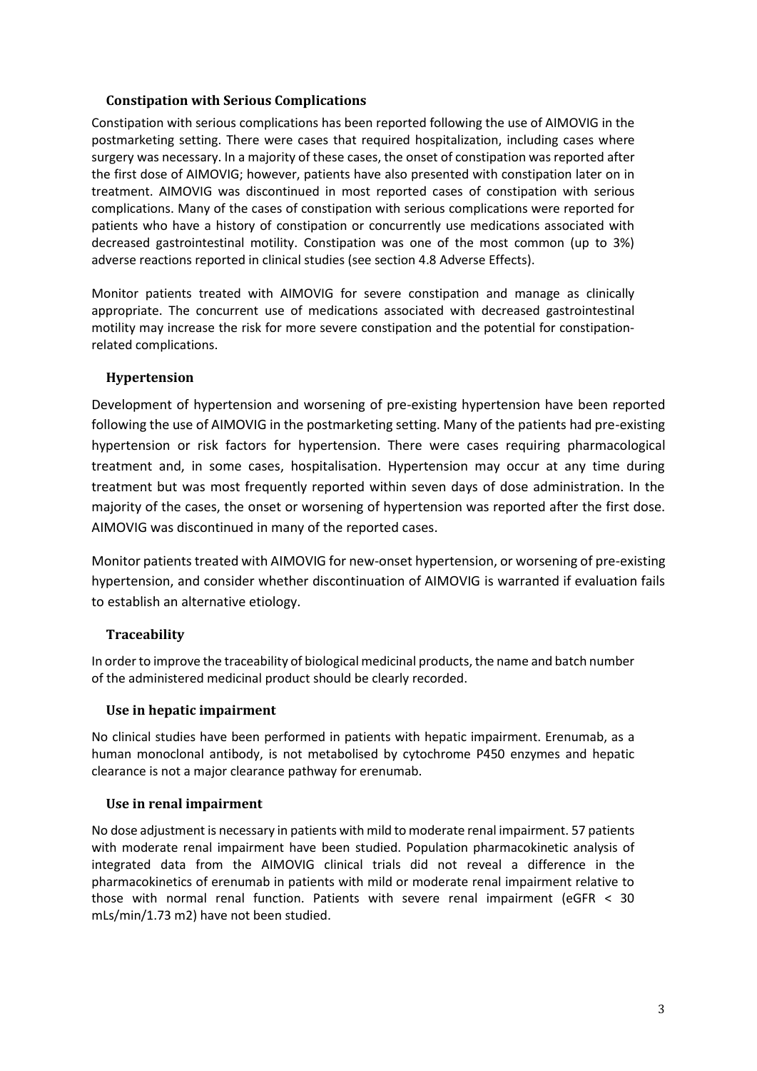### Constipation with Serious Complications

Constipation with serious complications has been reported following the use of AIMOVIG in the postmarketing setting. There were cases that required hospitalization, including cases where surgery was necessary. In a majority of these cases, the onset of constipation was reported after the first dose of AIMOVIG; however, patients have also presented with constipation later on in treatment. AIMOVIG was discontinued in most reported cases of constipation with serious complications. Many of the cases of constipation with serious complications were reported for patients who have a history of constipation or concurrently use medications associated with decreased gastrointestinal motility. Constipation was one of the most common (up to 3%) adverse reactions reported in clinical studies (see section 4.8 Adverse Effects).

Monitor patients treated with AIMOVIG for severe constipation and manage as clinically appropriate. The concurrent use of medications associated with decreased gastrointestinal motility may increase the risk for more severe constipation and the potential for constipation-related complications.

### Hypertension

Development of hypertension and worsening of pre-existing hypertension have been reported following the use of AIMOVIG in the postmarketing setting. Many of the patients had pre-existing hypertension or risk factors for hypertension. There were cases requiring pharmacological treatment and, in some cases, hospitalisation. Hypertension may occur at any time during treatment but was most frequently reported within seven days of dose administration. In the majority of the cases, the onset or worsening of hypertension was reported after the first dose. AIMOVIG was discontinued in many of the reported cases.

Monitor patients treated with AIMOVIG for new-onset hypertension, or worsening of pre-existing hypertension, and consider whether discontinuation of AIMOVIG is warranted if evaluation fails to establish an alternative etiology.

### Traceability

In order to improve the traceability of biological medicinal products, the name and batch number of the administered medicinal product should be clearly recorded.

### Use in hepatic impairment

No clinical studies have been performed in patients with hepatic impairment. Erenumab, as a human monoclonal antibody, is not metabolised by cytochrome P450 enzymes and hepatic clearance is not a major clearance pathway for erenumab.

### Use in renal impairment

No dose adjustment is necessary in patients with mild to moderate renal impairment. 57 patients with moderate renal impairment have been studied. Population pharmacokinetic analysis of integrated data from the AIMOVIG clinical trials did not reveal a difference in the pharmacokinetics of erenumab in patients with mild or moderate renal impairment relative to those with normal renal function. Patients with severe renal impairment (eGFR < 30 mLs/min/1.73 m2) have not been studied.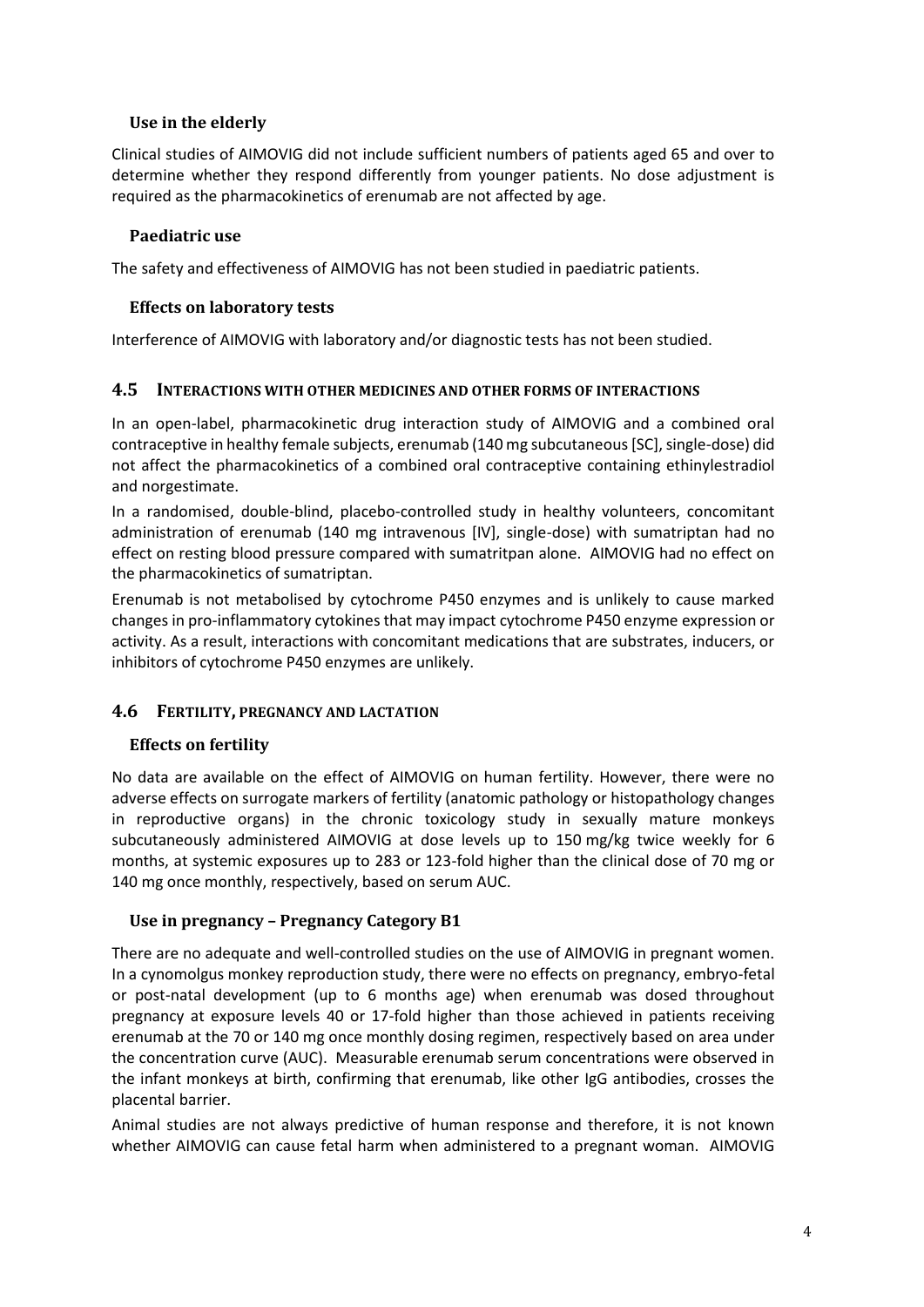### Use in the elderly

Clinical studies of AIMOVIG did not include sufficient numbers of patients aged 65 and over to determine whether they respond differently from younger patients. No dose adjustment is required as the pharmacokinetics of erenumab are not affected by age.

### Paediatric use

The safety and effectiveness of AIMOVIG has not been studied in paediatric patients.

### Effects on laboratory tests

Interference of AIMOVIG with laboratory and/or diagnostic tests has not been studied.

## 4.5 INTERACTIONS WITH OTHER MEDICINES AND OTHER FORMS OF INTERACTIONS

In an open-label, pharmacokinetic drug interaction study of AIMOVIG and a combined oral contraceptive in healthy female subjects, erenumab (140 mg subcutaneous [SC], single-dose) did not affect the pharmacokinetics of a combined oral contraceptive containing ethinylestradiol and norgestimate.

In a randomised, double-blind, placebo-controlled study in healthy volunteers, concomitant administration of erenumab (140 mg intravenous [IV], single-dose) with sumatriptan had no effect on resting blood pressure compared with sumatritpan alone. AIMOVIG had no effect on the pharmacokinetics of sumatriptan.

Erenumab is not metabolised by cytochrome P450 enzymes and is unlikely to cause marked changes in pro-inflammatory cytokines that may impact cytochrome P450 enzyme expression or activity. As a result, interactions with concomitant medications that are substrates, inducers, or inhibitors of cytochrome P450 enzymes are unlikely.

## 4.6 FERTILITY, PREGNANCY AND LACTATION

### Effects on fertility

No data are available on the effect of AIMOVIG on human fertility. However, there were no adverse effects on surrogate markers of fertility (anatomic pathology or histopathology changes in reproductive organs) in the chronic toxicology study in sexually mature monkeys subcutaneously administered AIMOVIG at dose levels up to 150 mg/kg twice weekly for 6 months, at systemic exposures up to 283 or 123-fold higher than the clinical dose of 70 mg or 140 mg once monthly, respectively, based on serum AUC.

### Use in pregnancy – Pregnancy Category B1

There are no adequate and well-controlled studies on the use of AIMOVIG in pregnant women. In a cynomolgus monkey reproduction study, there were no effects on pregnancy, embryo-fetal or post-natal development (up to 6 months age) when erenumab was dosed throughout pregnancy at exposure levels 40 or 17-fold higher than those achieved in patients receiving erenumab at the 70 or 140 mg once monthly dosing regimen, respectively based on area under the concentration curve (AUC). Measurable erenumab serum concentrations were observed in the infant monkeys at birth, confirming that erenumab, like other IgG antibodies, crosses the placental barrier.

Animal studies are not always predictive of human response and therefore, it is not known whether AIMOVIG can cause fetal harm when administered to a pregnant woman. AIMOVIG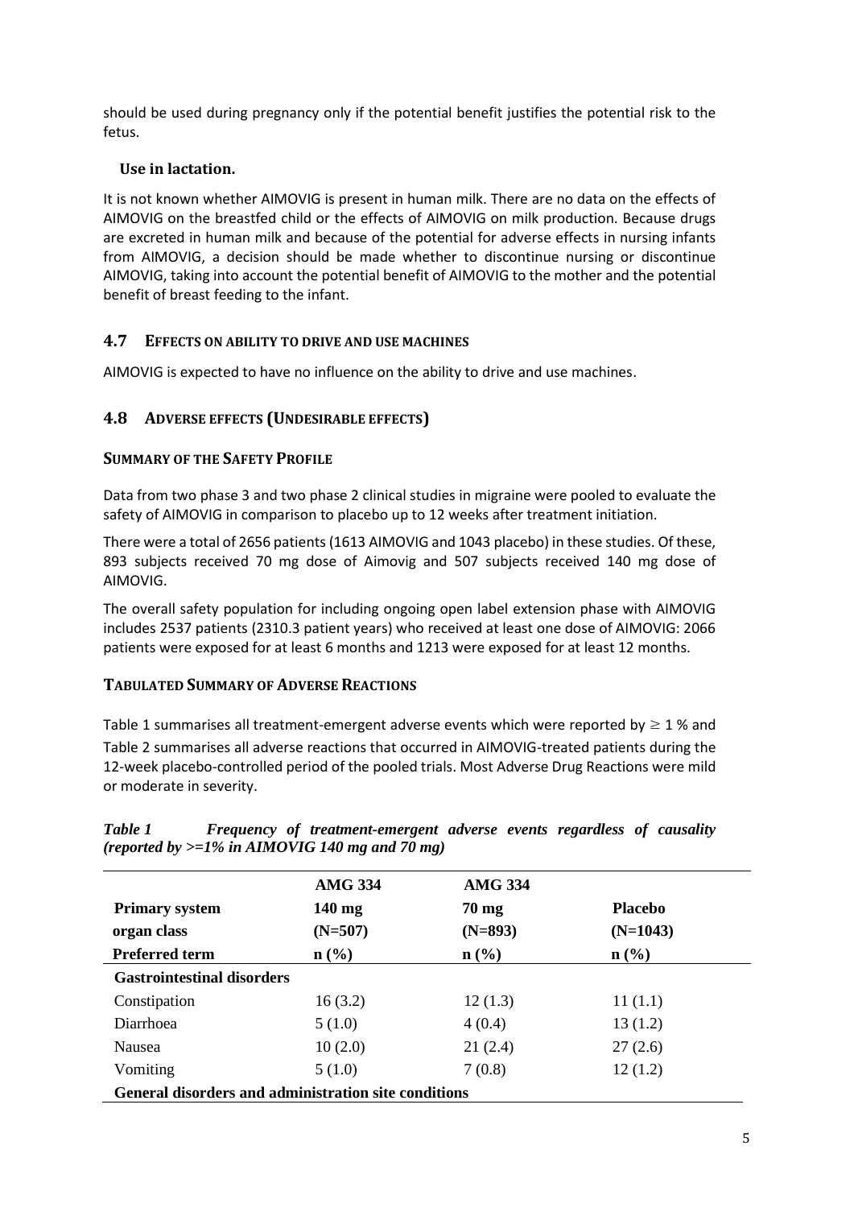should be used during pregnancy only if the potential benefit justifies the potential risk to the fetus.

### Use in lactation.

It is not known whether AIMOVIG is present in human milk. There are no data on the effects of AIMOVIG on the breastfed child or the effects of AIMOVIG on milk production. Because drugs are excreted in human milk and because of the potential for adverse effects in nursing infants from AIMOVIG, a decision should be made whether to discontinue nursing or discontinue AIMOVIG, taking into account the potential benefit of AIMOVIG to the mother and the potential benefit of breast feeding to the infant.

## 4.7 EFFECTS ON ABILITY TO DRIVE AND USE MACHINES

AIMOVIG is expected to have no influence on the ability to drive and use machines.

## 4.8 ADVERSE EFFECTS (UNDESIRABLE EFFECTS)

### SUMMARY OF THE SAFETY PROFILE

Data from two phase 3 and two phase 2 clinical studies in migraine were pooled to evaluate the safety of AIMOVIG in comparison to placebo up to 12 weeks after treatment initiation.

There were a total of 2656 patients (1613 AIMOVIG and 1043 placebo) in these studies. Of these, 893 subjects received 70 mg dose of Aimovig and 507 subjects received 140 mg dose of AIMOVIG.

The overall safety population for including ongoing open label extension phase with AIMOVIG includes 2537 patients (2310.3 patient years) who received at least one dose of AIMOVIG: 2066 patients were exposed for at least 6 months and 1213 were exposed for at least 12 months.

### TABULATED SUMMARY OF ADVERSE REACTIONS

Table 1 summarises all treatment-emergent adverse events which were reported by ≥ 1 % and Table 2 summarises all adverse reactions that occurred in AIMOVIG-treated patients during the 12-week placebo-controlled period of the pooled trials. Most Adverse Drug Reactions were mild or moderate in severity.

*Table 1 Frequency of treatment-emergent adverse events regardless of causality (reported by >=1% in AIMOVIG 140 mg and 70 mg)*

| Primary system organ class Preferred term | AMG 334 140 mg (N=507) n (%) | AMG 334 70 mg (N=893) n (%) | Placebo (N=1043) n (%) |
|---|---|---|---|
| **Gastrointestinal disorders** | | | |
| Constipation | 16 (3.2) | 12 (1.3) | 11 (1.1) |
| Diarrhoea | 5 (1.0) | 4 (0.4) | 13 (1.2) |
| Nausea | 10 (2.0) | 21 (2.4) | 27 (2.6) |
| Vomiting | 5 (1.0) | 7 (0.8) | 12 (1.2) |
| **General disorders and administration site conditions** | | | |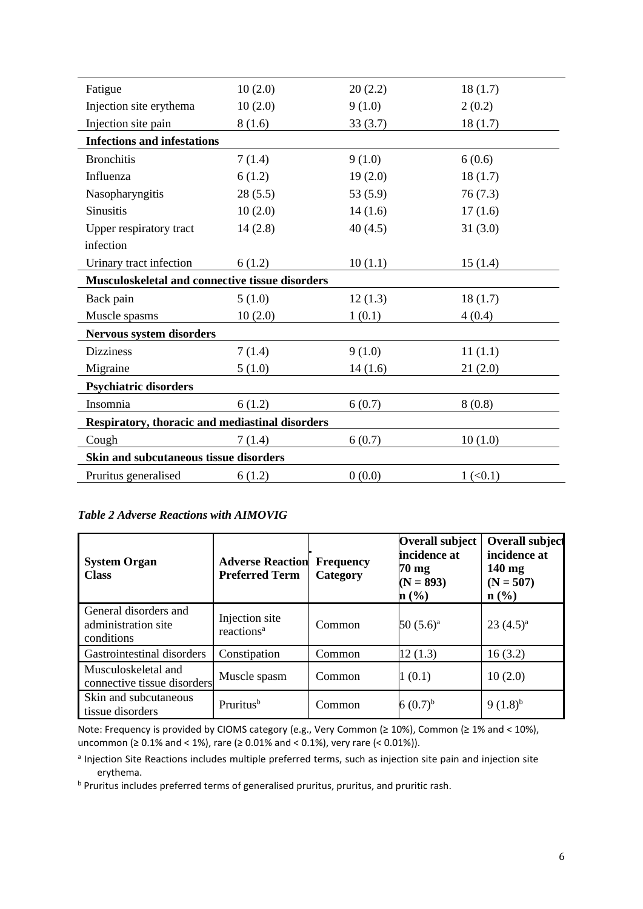| | | | |
|---|---|---|---|
| Fatigue | 10 (2.0) | 20 (2.2) | 18 (1.7) |
| Injection site erythema | 10 (2.0) | 9 (1.0) | 2 (0.2) |
| Injection site pain | 8 (1.6) | 33 (3.7) | 18 (1.7) |
| **Infections and infestations** | | | |
| Bronchitis | 7 (1.4) | 9 (1.0) | 6 (0.6) |
| Influenza | 6 (1.2) | 19 (2.0) | 18 (1.7) |
| Nasopharyngitis | 28 (5.5) | 53 (5.9) | 76 (7.3) |
| Sinusitis | 10 (2.0) | 14 (1.6) | 17 (1.6) |
| Upper respiratory tract infection | 14 (2.8) | 40 (4.5) | 31 (3.0) |
| Urinary tract infection | 6 (1.2) | 10 (1.1) | 15 (1.4) |
| **Musculoskeletal and connective tissue disorders** | | | |
| Back pain | 5 (1.0) | 12 (1.3) | 18 (1.7) |
| Muscle spasms | 10 (2.0) | 1 (0.1) | 4 (0.4) |
| **Nervous system disorders** | | | |
| Dizziness | 7 (1.4) | 9 (1.0) | 11 (1.1) |
| Migraine | 5 (1.0) | 14 (1.6) | 21 (2.0) |
| **Psychiatric disorders** | | | |
| Insomnia | 6 (1.2) | 6 (0.7) | 8 (0.8) |
| **Respiratory, thoracic and mediastinal disorders** | | | |
| Cough | 7 (1.4) | 6 (0.7) | 10 (1.0) |
| **Skin and subcutaneous tissue disorders** | | | |
| Pruritus generalised | 6 (1.2) | 0 (0.0) | 1 (<0.1) |

***Table 2 Adverse Reactions with AIMOVIG***

| System Organ Class | Adverse Reaction Preferred Term | Frequency Category | Overall subject incidence at 70 mg (N = 893) n (%) | Overall subject incidence at 140 mg (N = 507) n (%) |
|---|---|---|---|---|
| General disorders and administration site conditions | Injection site reactions[a] | Common | 50 (5.6)[a] | 23 (4.5)[a] |
| Gastrointestinal disorders | Constipation | Common | 12 (1.3) | 16 (3.2) |
| Musculoskeletal and connective tissue disorders | Muscle spasm | Common | 1 (0.1) | 10 (2.0) |
| Skin and subcutaneous tissue disorders | Pruritus[b] | Common | 6 (0.7)[b] | 9 (1.8)[b] |

Note: Frequency is provided by CIOMS category (e.g., Very Common (≥ 10%), Common (≥ 1% and < 10%), uncommon (≥ 0.1% and < 1%), rare (≥ 0.01% and < 0.1%), very rare (< 0.01%)).

[a] Injection Site Reactions includes multiple preferred terms, such as injection site pain and injection site erythema.

[b] Pruritus includes preferred terms of generalised pruritus, pruritus, and pruritic rash.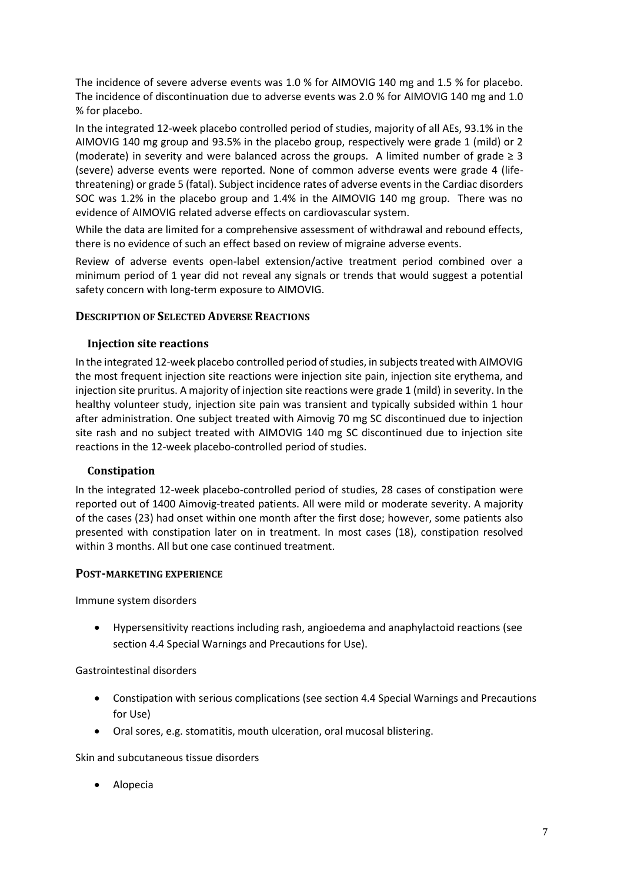The incidence of severe adverse events was 1.0 % for AIMOVIG 140 mg and 1.5 % for placebo. The incidence of discontinuation due to adverse events was 2.0 % for AIMOVIG 140 mg and 1.0 % for placebo.

In the integrated 12-week placebo controlled period of studies, majority of all AEs, 93.1% in the AIMOVIG 140 mg group and 93.5% in the placebo group, respectively were grade 1 (mild) or 2 (moderate) in severity and were balanced across the groups. A limited number of grade ≥ 3 (severe) adverse events were reported. None of common adverse events were grade 4 (life-threatening) or grade 5 (fatal). Subject incidence rates of adverse events in the Cardiac disorders SOC was 1.2% in the placebo group and 1.4% in the AIMOVIG 140 mg group. There was no evidence of AIMOVIG related adverse effects on cardiovascular system.

While the data are limited for a comprehensive assessment of withdrawal and rebound effects, there is no evidence of such an effect based on review of migraine adverse events.

Review of adverse events open-label extension/active treatment period combined over a minimum period of 1 year did not reveal any signals or trends that would suggest a potential safety concern with long-term exposure to AIMOVIG.

## DESCRIPTION OF SELECTED ADVERSE REACTIONS

### Injection site reactions

In the integrated 12-week placebo controlled period of studies, in subjects treated with AIMOVIG the most frequent injection site reactions were injection site pain, injection site erythema, and injection site pruritus. A majority of injection site reactions were grade 1 (mild) in severity. In the healthy volunteer study, injection site pain was transient and typically subsided within 1 hour after administration. One subject treated with Aimovig 70 mg SC discontinued due to injection site rash and no subject treated with AIMOVIG 140 mg SC discontinued due to injection site reactions in the 12-week placebo-controlled period of studies.

### Constipation

In the integrated 12-week placebo-controlled period of studies, 28 cases of constipation were reported out of 1400 Aimovig-treated patients. All were mild or moderate severity. A majority of the cases (23) had onset within one month after the first dose; however, some patients also presented with constipation later on in treatment. In most cases (18), constipation resolved within 3 months. All but one case continued treatment.

## POST-MARKETING EXPERIENCE

Immune system disorders

- Hypersensitivity reactions including rash, angioedema and anaphylactoid reactions (see section 4.4 Special Warnings and Precautions for Use).

Gastrointestinal disorders

- Constipation with serious complications (see section 4.4 Special Warnings and Precautions for Use)
- Oral sores, e.g. stomatitis, mouth ulceration, oral mucosal blistering.

Skin and subcutaneous tissue disorders

- Alopecia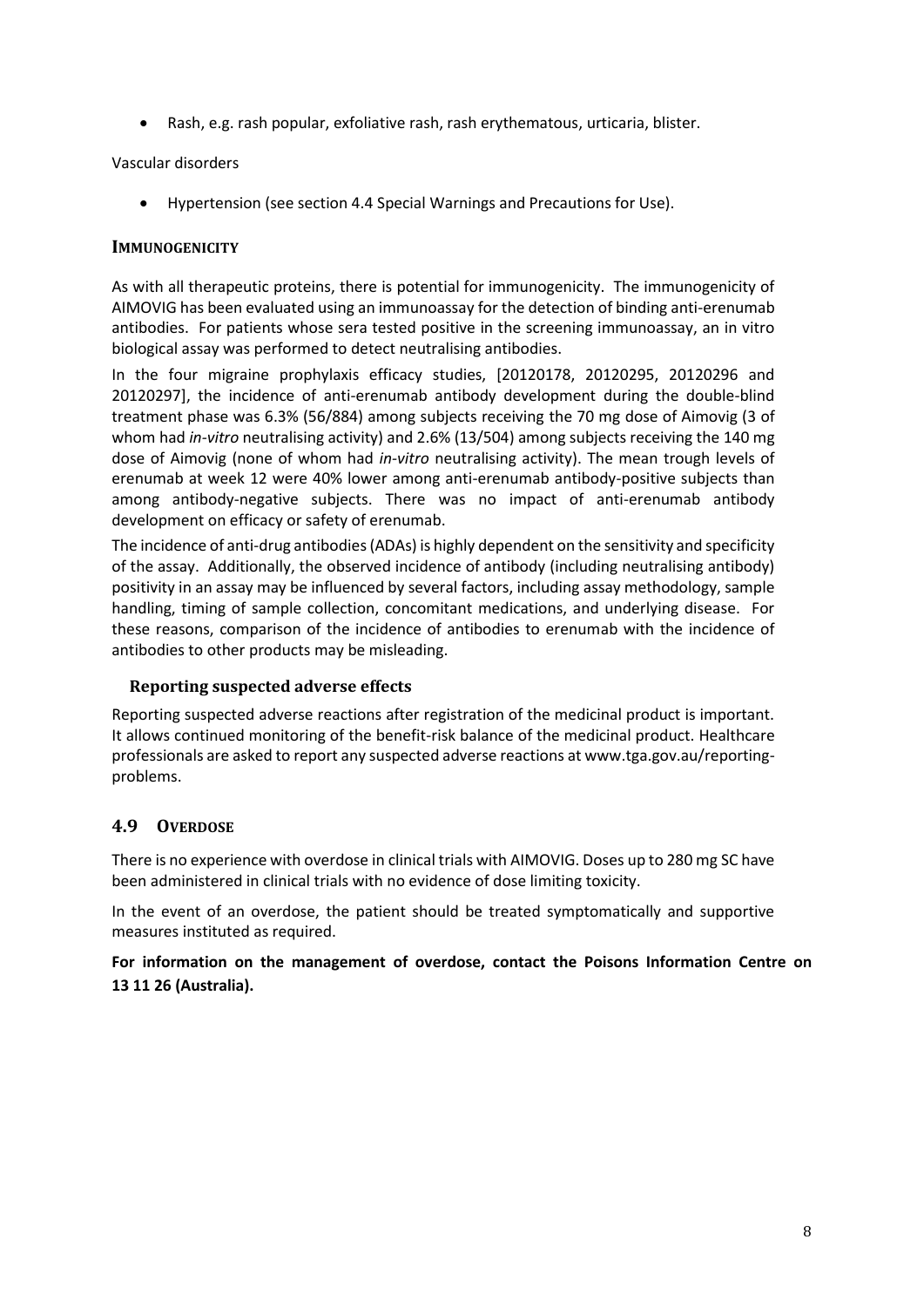- Rash, e.g. rash popular, exfoliative rash, rash erythematous, urticaria, blister.

Vascular disorders

- Hypertension (see section 4.4 Special Warnings and Precautions for Use).

### IMMUNOGENICITY

As with all therapeutic proteins, there is potential for immunogenicity. The immunogenicity of AIMOVIG has been evaluated using an immunoassay for the detection of binding anti-erenumab antibodies. For patients whose sera tested positive in the screening immunoassay, an in vitro biological assay was performed to detect neutralising antibodies.

In the four migraine prophylaxis efficacy studies, [20120178, 20120295, 20120296 and 20120297], the incidence of anti-erenumab antibody development during the double-blind treatment phase was 6.3% (56/884) among subjects receiving the 70 mg dose of Aimovig (3 of whom had *in-vitro* neutralising activity) and 2.6% (13/504) among subjects receiving the 140 mg dose of Aimovig (none of whom had *in-vitro* neutralising activity). The mean trough levels of erenumab at week 12 were 40% lower among anti-erenumab antibody-positive subjects than among antibody-negative subjects. There was no impact of anti-erenumab antibody development on efficacy or safety of erenumab.

The incidence of anti-drug antibodies (ADAs) is highly dependent on the sensitivity and specificity of the assay. Additionally, the observed incidence of antibody (including neutralising antibody) positivity in an assay may be influenced by several factors, including assay methodology, sample handling, timing of sample collection, concomitant medications, and underlying disease. For these reasons, comparison of the incidence of antibodies to erenumab with the incidence of antibodies to other products may be misleading.

### Reporting suspected adverse effects

Reporting suspected adverse reactions after registration of the medicinal product is important. It allows continued monitoring of the benefit-risk balance of the medicinal product. Healthcare professionals are asked to report any suspected adverse reactions at www.tga.gov.au/reporting-problems.

## 4.9 OVERDOSE

There is no experience with overdose in clinical trials with AIMOVIG. Doses up to 280 mg SC have been administered in clinical trials with no evidence of dose limiting toxicity.

In the event of an overdose, the patient should be treated symptomatically and supportive measures instituted as required.

**For information on the management of overdose, contact the Poisons Information Centre on 13 11 26 (Australia).**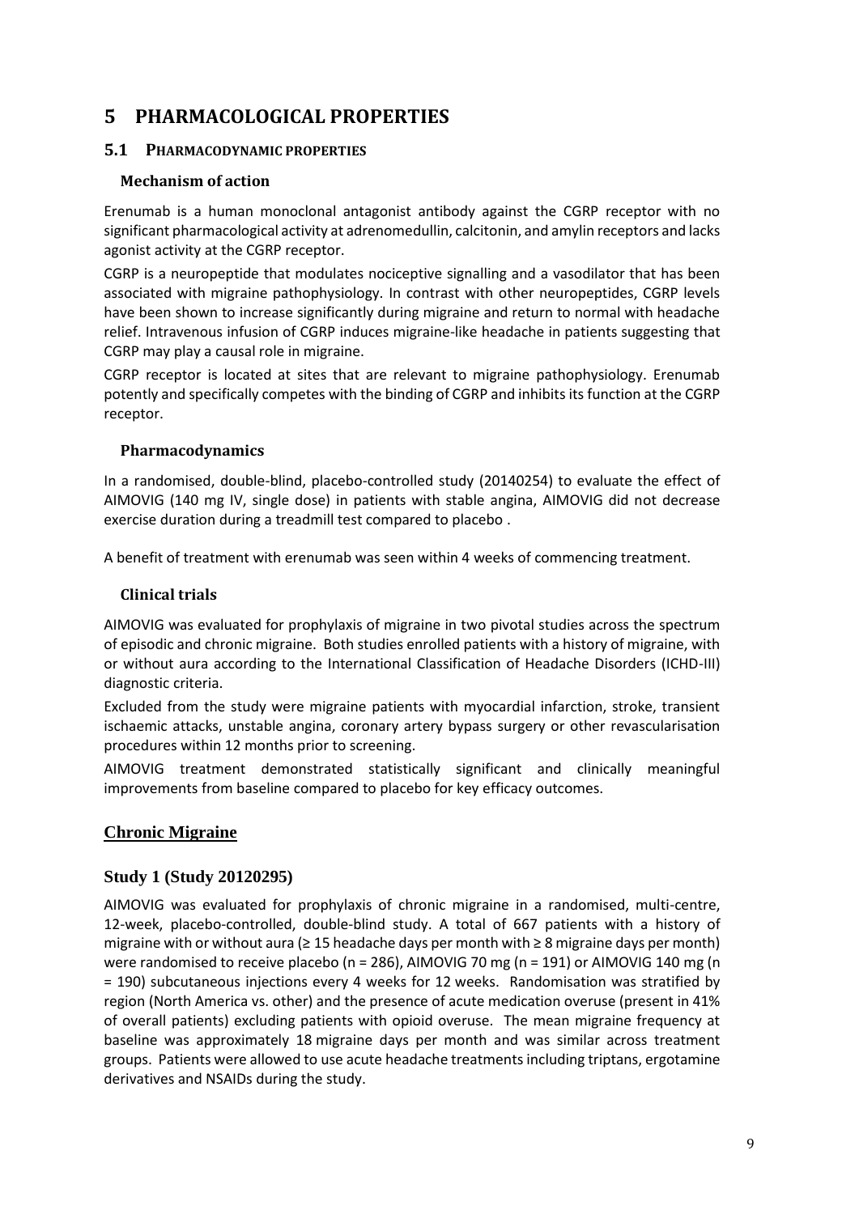# 5 PHARMACOLOGICAL PROPERTIES

## 5.1 PHARMACODYNAMIC PROPERTIES

### Mechanism of action

Erenumab is a human monoclonal antagonist antibody against the CGRP receptor with no significant pharmacological activity at adrenomedullin, calcitonin, and amylin receptors and lacks agonist activity at the CGRP receptor.

CGRP is a neuropeptide that modulates nociceptive signalling and a vasodilator that has been associated with migraine pathophysiology. In contrast with other neuropeptides, CGRP levels have been shown to increase significantly during migraine and return to normal with headache relief. Intravenous infusion of CGRP induces migraine-like headache in patients suggesting that CGRP may play a causal role in migraine.

CGRP receptor is located at sites that are relevant to migraine pathophysiology. Erenumab potently and specifically competes with the binding of CGRP and inhibits its function at the CGRP receptor.

### Pharmacodynamics

In a randomised, double-blind, placebo-controlled study (20140254) to evaluate the effect of AIMOVIG (140 mg IV, single dose) in patients with stable angina, AIMOVIG did not decrease exercise duration during a treadmill test compared to placebo .

A benefit of treatment with erenumab was seen within 4 weeks of commencing treatment.

### Clinical trials

AIMOVIG was evaluated for prophylaxis of migraine in two pivotal studies across the spectrum of episodic and chronic migraine. Both studies enrolled patients with a history of migraine, with or without aura according to the International Classification of Headache Disorders (ICHD-III) diagnostic criteria.

Excluded from the study were migraine patients with myocardial infarction, stroke, transient ischaemic attacks, unstable angina, coronary artery bypass surgery or other revascularisation procedures within 12 months prior to screening.

AIMOVIG treatment demonstrated statistically significant and clinically meaningful improvements from baseline compared to placebo for key efficacy outcomes.

## Chronic Migraine

### Study 1 (Study 20120295)

AIMOVIG was evaluated for prophylaxis of chronic migraine in a randomised, multi-centre, 12-week, placebo-controlled, double-blind study. A total of 667 patients with a history of migraine with or without aura (≥ 15 headache days per month with ≥ 8 migraine days per month) were randomised to receive placebo (n = 286), AIMOVIG 70 mg (n = 191) or AIMOVIG 140 mg (n = 190) subcutaneous injections every 4 weeks for 12 weeks. Randomisation was stratified by region (North America vs. other) and the presence of acute medication overuse (present in 41% of overall patients) excluding patients with opioid overuse. The mean migraine frequency at baseline was approximately 18 migraine days per month and was similar across treatment groups. Patients were allowed to use acute headache treatments including triptans, ergotamine derivatives and NSAIDs during the study.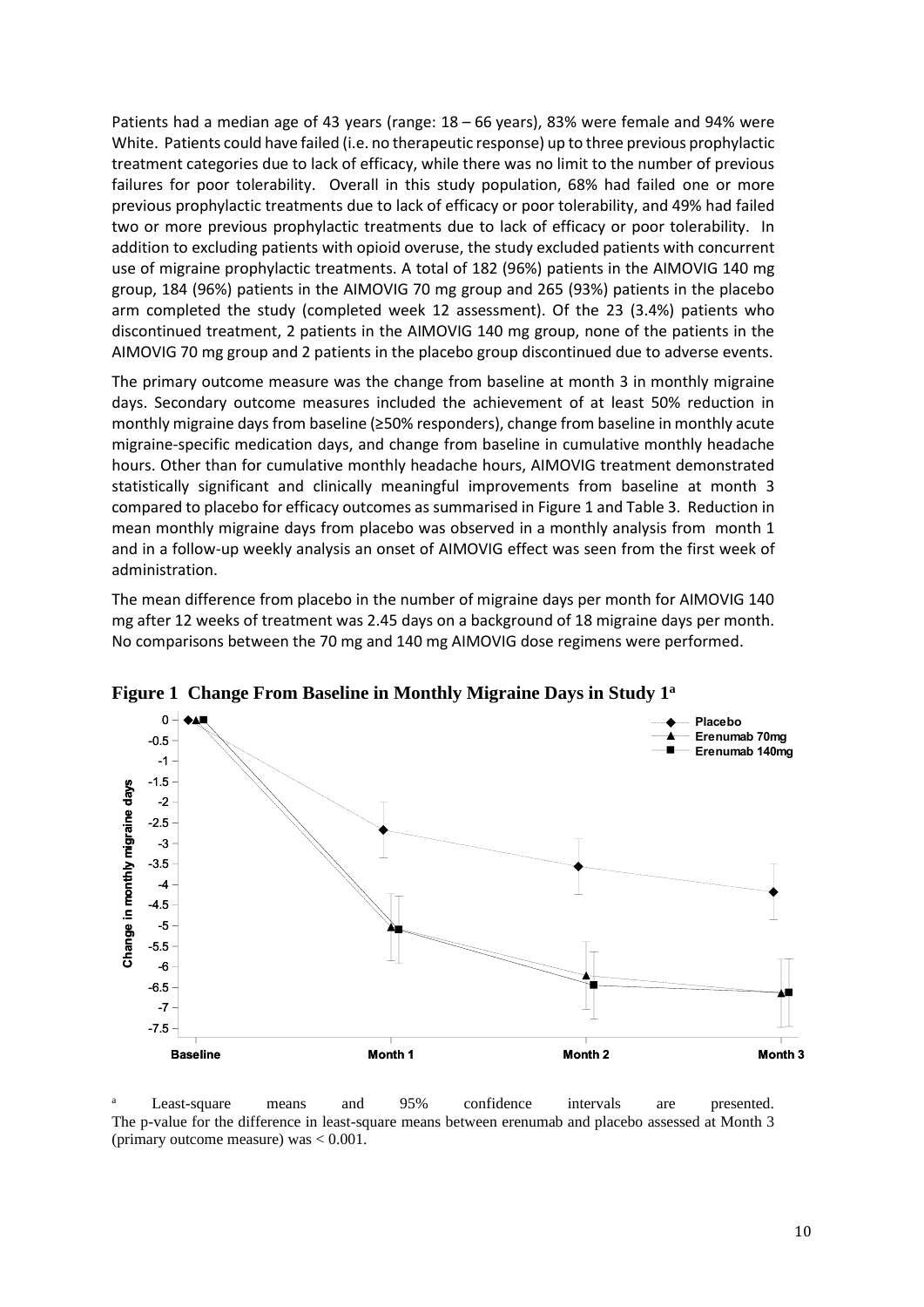Patients had a median age of 43 years (range: 18 – 66 years), 83% were female and 94% were White. Patients could have failed (i.e. no therapeutic response) up to three previous prophylactic treatment categories due to lack of efficacy, while there was no limit to the number of previous failures for poor tolerability. Overall in this study population, 68% had failed one or more previous prophylactic treatments due to lack of efficacy or poor tolerability, and 49% had failed two or more previous prophylactic treatments due to lack of efficacy or poor tolerability. In addition to excluding patients with opioid overuse, the study excluded patients with concurrent use of migraine prophylactic treatments. A total of 182 (96%) patients in the AIMOVIG 140 mg group, 184 (96%) patients in the AIMOVIG 70 mg group and 265 (93%) patients in the placebo arm completed the study (completed week 12 assessment). Of the 23 (3.4%) patients who discontinued treatment, 2 patients in the AIMOVIG 140 mg group, none of the patients in the AIMOVIG 70 mg group and 2 patients in the placebo group discontinued due to adverse events.

The primary outcome measure was the change from baseline at month 3 in monthly migraine days. Secondary outcome measures included the achievement of at least 50% reduction in monthly migraine days from baseline (≥50% responders), change from baseline in monthly acute migraine-specific medication days, and change from baseline in cumulative monthly headache hours. Other than for cumulative monthly headache hours, AIMOVIG treatment demonstrated statistically significant and clinically meaningful improvements from baseline at month 3 compared to placebo for efficacy outcomes as summarised in Figure 1 and Table 3. Reduction in mean monthly migraine days from placebo was observed in a monthly analysis from month 1 and in a follow-up weekly analysis an onset of AIMOVIG effect was seen from the first week of administration.

The mean difference from placebo in the number of migraine days per month for AIMOVIG 140 mg after 12 weeks of treatment was 2.45 days on a background of 18 migraine days per month. No comparisons between the 70 mg and 140 mg AIMOVIG dose regimens were performed.

**Figure 1 Change From Baseline in Monthly Migraine Days in Study 1[a]**

[a] Least-square means and 95% confidence intervals are presented. The p-value for the difference in least-square means between erenumab and placebo assessed at Month 3 (primary outcome measure) was < 0.001.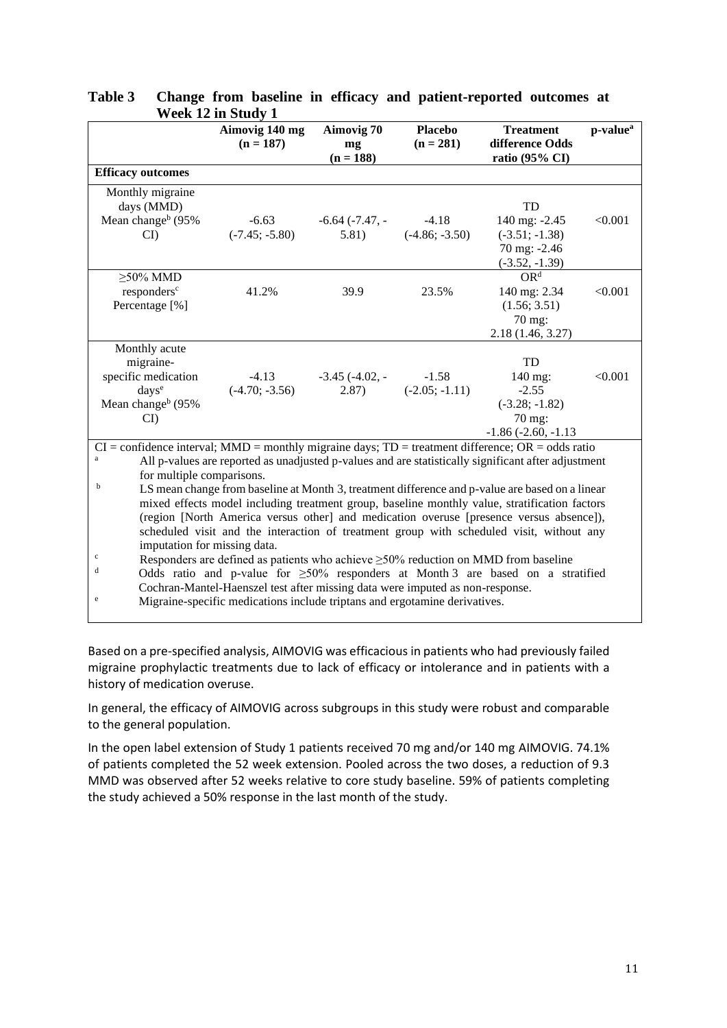**Table 3 Change from baseline in efficacy and patient-reported outcomes at Week 12 in Study 1**

| | Aimovig 140 mg (n = 187) | Aimovig 70 mg (n = 188) | Placebo (n = 281) | Treatment difference Odds ratio (95% CI) | p-value[a] |
|---|---|---|---|---|---|
| **Efficacy outcomes** | | | | | |
| Monthly migraine days (MMD) Mean change[b] (95% CI) | -6.63 (-7.45; -5.80) | -6.64 (-7.47, -5.81) | -4.18 (-4.86; -3.50) | TD 140 mg: -2.45 (-3.51; -1.38) 70 mg: -2.46 (-3.52, -1.39) | <0.001 |
| ≥50% MMD responders[c] Percentage [%] | 41.2% | 39.9 | 23.5% | OR[d] 140 mg: 2.34 (1.56; 3.51) 70 mg: 2.18 (1.46, 3.27) | <0.001 |
| Monthly acute migraine-specific medication days[e] Mean change[b] (95% CI) | -4.13 (-4.70; -3.56) | -3.45 (-4.02, -2.87) | -1.58 (-2.05; -1.11) | TD 140 mg: -2.55 (-3.28; -1.82) 70 mg: -1.86 (-2.60, -1.13 | <0.001 |

CI = confidence interval; MMD = monthly migraine days; TD = treatment difference; OR = odds ratio

[a] All p-values are reported as unadjusted p-values and are statistically significant after adjustment for multiple comparisons.

[b] LS mean change from baseline at Month 3, treatment difference and p-value are based on a linear mixed effects model including treatment group, baseline monthly value, stratification factors (region [North America versus other] and medication overuse [presence versus absence]), scheduled visit and the interaction of treatment group with scheduled visit, without any imputation for missing data.

[c] Responders are defined as patients who achieve ≥50% reduction on MMD from baseline

[d] Odds ratio and p-value for ≥50% responders at Month 3 are based on a stratified Cochran-Mantel-Haenszel test after missing data were imputed as non-response.

[e] Migraine-specific medications include triptans and ergotamine derivatives.

Based on a pre-specified analysis, AIMOVIG was efficacious in patients who had previously failed migraine prophylactic treatments due to lack of efficacy or intolerance and in patients with a history of medication overuse.

In general, the efficacy of AIMOVIG across subgroups in this study were robust and comparable to the general population.

In the open label extension of Study 1 patients received 70 mg and/or 140 mg AIMOVIG. 74.1% of patients completed the 52 week extension. Pooled across the two doses, a reduction of 9.3 MMD was observed after 52 weeks relative to core study baseline. 59% of patients completing the study achieved a 50% response in the last month of the study.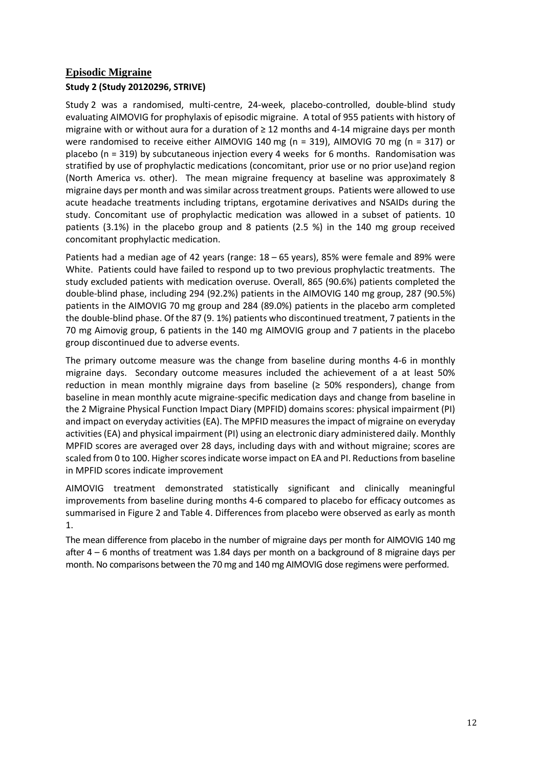## Episodic Migraine

### Study 2 (Study 20120296, STRIVE)

Study 2 was a randomised, multi-centre, 24-week, placebo-controlled, double-blind study evaluating AIMOVIG for prophylaxis of episodic migraine. A total of 955 patients with history of migraine with or without aura for a duration of ≥ 12 months and 4-14 migraine days per month were randomised to receive either AIMOVIG 140 mg (n = 319), AIMOVIG 70 mg (n = 317) or placebo (n = 319) by subcutaneous injection every 4 weeks for 6 months. Randomisation was stratified by use of prophylactic medications (concomitant, prior use or no prior use)and region (North America vs. other). The mean migraine frequency at baseline was approximately 8 migraine days per month and was similar across treatment groups. Patients were allowed to use acute headache treatments including triptans, ergotamine derivatives and NSAIDs during the study. Concomitant use of prophylactic medication was allowed in a subset of patients. 10 patients (3.1%) in the placebo group and 8 patients (2.5 %) in the 140 mg group received concomitant prophylactic medication.

Patients had a median age of 42 years (range: 18 – 65 years), 85% were female and 89% were White. Patients could have failed to respond up to two previous prophylactic treatments. The study excluded patients with medication overuse. Overall, 865 (90.6%) patients completed the double-blind phase, including 294 (92.2%) patients in the AIMOVIG 140 mg group, 287 (90.5%) patients in the AIMOVIG 70 mg group and 284 (89.0%) patients in the placebo arm completed the double-blind phase. Of the 87 (9. 1%) patients who discontinued treatment, 7 patients in the 70 mg Aimovig group, 6 patients in the 140 mg AIMOVIG group and 7 patients in the placebo group discontinued due to adverse events.

The primary outcome measure was the change from baseline during months 4-6 in monthly migraine days. Secondary outcome measures included the achievement of a at least 50% reduction in mean monthly migraine days from baseline (≥ 50% responders), change from baseline in mean monthly acute migraine-specific medication days and change from baseline in the 2 Migraine Physical Function Impact Diary (MPFID) domains scores: physical impairment (PI) and impact on everyday activities (EA). The MPFID measures the impact of migraine on everyday activities (EA) and physical impairment (PI) using an electronic diary administered daily. Monthly MPFID scores are averaged over 28 days, including days with and without migraine; scores are scaled from 0 to 100. Higher scores indicate worse impact on EA and PI. Reductions from baseline in MPFID scores indicate improvement

AIMOVIG treatment demonstrated statistically significant and clinically meaningful improvements from baseline during months 4-6 compared to placebo for efficacy outcomes as summarised in Figure 2 and Table 4. Differences from placebo were observed as early as month 1.

The mean difference from placebo in the number of migraine days per month for AIMOVIG 140 mg after 4 – 6 months of treatment was 1.84 days per month on a background of 8 migraine days per month. No comparisons between the 70 mg and 140 mg AIMOVIG dose regimens were performed.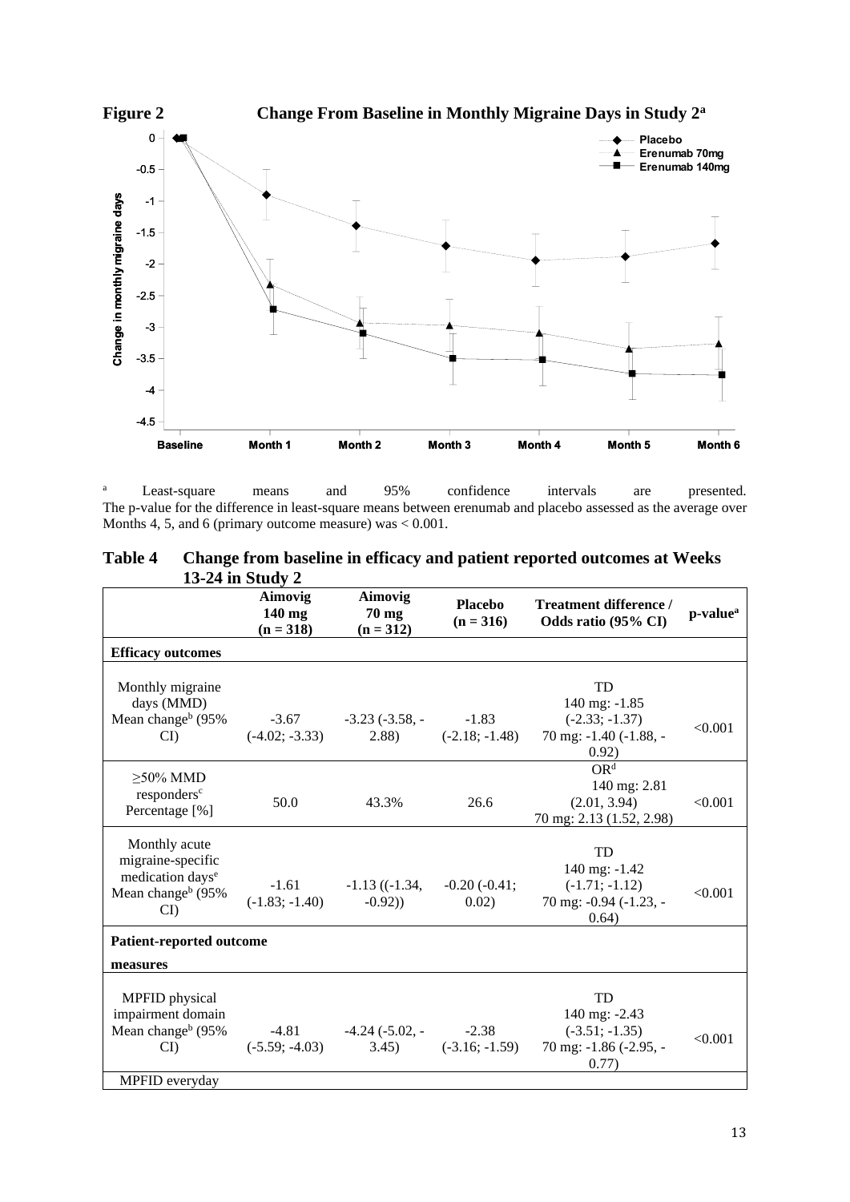**Figure 2 Change From Baseline in Monthly Migraine Days in Study 2[a]**

[a] Least-square means and 95% confidence intervals are presented. The p-value for the difference in least-square means between erenumab and placebo assessed as the average over Months 4, 5, and 6 (primary outcome measure) was < 0.001.

**Table 4 Change from baseline in efficacy and patient reported outcomes at Weeks 13-24 in Study 2**

| | Aimovig 140 mg (n = 318) | Aimovig 70 mg (n = 312) | Placebo (n = 316) | Treatment difference / Odds ratio (95% CI) | p-value[a] |
|---|---|---|---|---|---|
| **Efficacy outcomes** | | | | | |
| Monthly migraine days (MMD) Mean change[b] (95% CI) | -3.67 (-4.02; -3.33) | -3.23 (-3.58, -2.88) | -1.83 (-2.18; -1.48) | TD 140 mg: -1.85 (-2.33; -1.37) 70 mg: -1.40 (-1.88, -0.92) | <0.001 |
| ≥50% MMD responders[c] Percentage [%] | 50.0 | 43.3% | 26.6 | OR[d] 140 mg: 2.81 (2.01, 3.94) 70 mg: 2.13 (1.52, 2.98) | <0.001 |
| Monthly acute migraine-specific medication days[e] Mean change[b] (95% CI) | -1.61 (-1.83; -1.40) | -1.13 ((-1.34, -0.92)) | -0.20 (-0.41; 0.02) | TD 140 mg: -1.42 (-1.71; -1.12) 70 mg: -0.94 (-1.23, -0.64) | <0.001 |
| **Patient-reported outcome measures** | | | | | |
| MPFID physical impairment domain Mean change[b] (95% CI) | -4.81 (-5.59; -4.03) | -4.24 (-5.02, -3.45) | -2.38 (-3.16; -1.59) | TD 140 mg: -2.43 (-3.51; -1.35) 70 mg: -1.86 (-2.95, -0.77) | <0.001 |
| MPFID everyday | | | | | |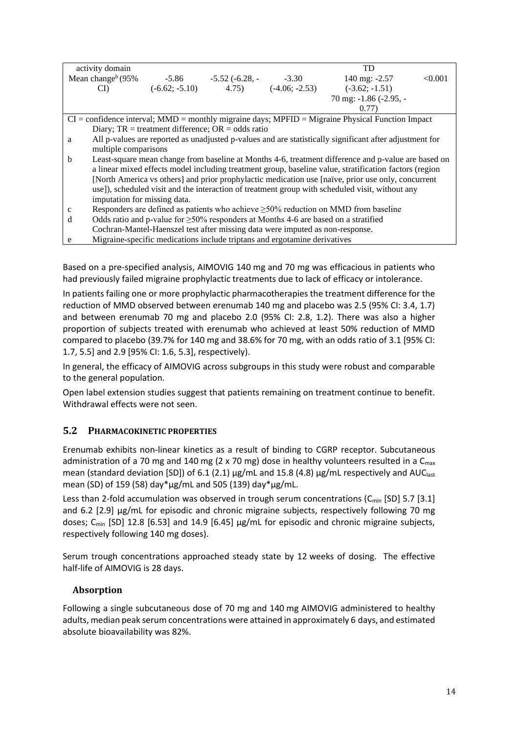| activity domain | | | | TD | |
|---|---|---|---|---|---|
| Mean change[b] (95% CI) | -5.86 (-6.62; -5.10) | -5.52 (-6.28, -4.75) | -3.30 (-4.06; -2.53) | 140 mg: -2.57 (-3.62; -1.51) 70 mg: -1.86 (-2.95, -0.77) | <0.001 |

CI = confidence interval; MMD = monthly migraine days; MPFID = Migraine Physical Function Impact Diary; TR = treatment difference; OR = odds ratio

a All p-values are reported as unadjusted p-values and are statistically significant after adjustment for multiple comparisons

b Least-square mean change from baseline at Months 4-6, treatment difference and p-value are based on a linear mixed effects model including treatment group, baseline value, stratification factors (region [North America vs others] and prior prophylactic medication use [naïve, prior use only, concurrent use]), scheduled visit and the interaction of treatment group with scheduled visit, without any imputation for missing data.

c Responders are defined as patients who achieve ≥50% reduction on MMD from baseline

d Odds ratio and p-value for ≥50% responders at Months 4-6 are based on a stratified Cochran-Mantel-Haenszel test after missing data were imputed as non-response.

e Migraine-specific medications include triptans and ergotamine derivatives

Based on a pre-specified analysis, AIMOVIG 140 mg and 70 mg was efficacious in patients who had previously failed migraine prophylactic treatments due to lack of efficacy or intolerance.

In patients failing one or more prophylactic pharmacotherapies the treatment difference for the reduction of MMD observed between erenumab 140 mg and placebo was 2.5 (95% CI: 3.4, 1.7) and between erenumab 70 mg and placebo 2.0 (95% CI: 2.8, 1.2). There was also a higher proportion of subjects treated with erenumab who achieved at least 50% reduction of MMD compared to placebo (39.7% for 140 mg and 38.6% for 70 mg, with an odds ratio of 3.1 [95% CI: 1.7, 5.5] and 2.9 [95% CI: 1.6, 5.3], respectively).

In general, the efficacy of AIMOVIG across subgroups in this study were robust and comparable to the general population.

Open label extension studies suggest that patients remaining on treatment continue to benefit. Withdrawal effects were not seen.

## 5.2 PHARMACOKINETIC PROPERTIES

Erenumab exhibits non-linear kinetics as a result of binding to CGRP receptor. Subcutaneous administration of a 70 mg and 140 mg (2 x 70 mg) dose in healthy volunteers resulted in a $C_{max}$ mean (standard deviation [SD]) of 6.1 (2.1) µg/mL and 15.8 (4.8) µg/mL respectively and $AUC_{last}$ mean (SD) of 159 (58) day*µg/mL and 505 (139) day*µg/mL.

Less than 2-fold accumulation was observed in trough serum concentrations ($C_{min}$ [SD] 5.7 [3.1] and 6.2 [2.9] µg/mL for episodic and chronic migraine subjects, respectively following 70 mg doses; $C_{min}$ [SD] 12.8 [6.53] and 14.9 [6.45] µg/mL for episodic and chronic migraine subjects, respectively following 140 mg doses).

Serum trough concentrations approached steady state by 12 weeks of dosing. The effective half-life of AIMOVIG is 28 days.

### Absorption

Following a single subcutaneous dose of 70 mg and 140 mg AIMOVIG administered to healthy adults, median peak serum concentrations were attained in approximately 6 days, and estimated absolute bioavailability was 82%.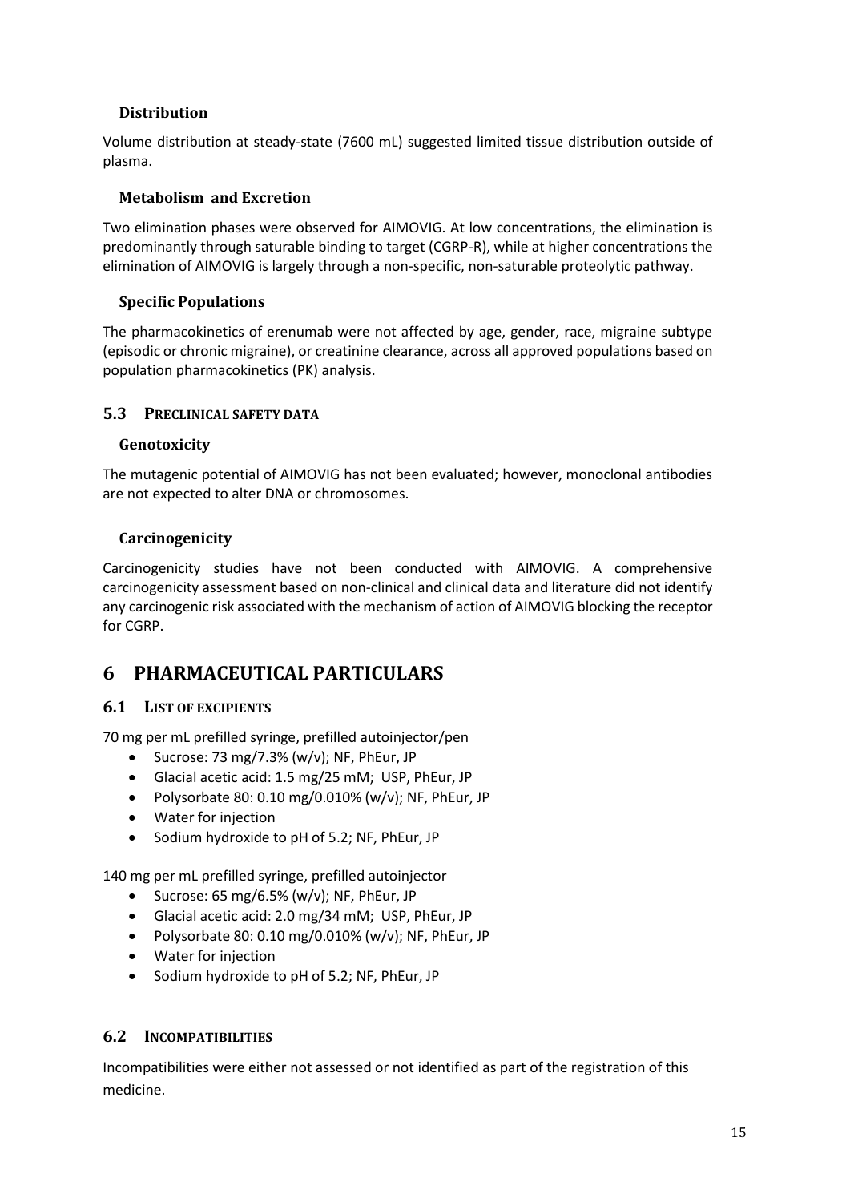### Distribution

Volume distribution at steady-state (7600 mL) suggested limited tissue distribution outside of plasma.

### Metabolism and Excretion

Two elimination phases were observed for AIMOVIG. At low concentrations, the elimination is predominantly through saturable binding to target (CGRP-R), while at higher concentrations the elimination of AIMOVIG is largely through a non-specific, non-saturable proteolytic pathway.

### Specific Populations

The pharmacokinetics of erenumab were not affected by age, gender, race, migraine subtype (episodic or chronic migraine), or creatinine clearance, across all approved populations based on population pharmacokinetics (PK) analysis.

## 5.3 PRECLINICAL SAFETY DATA

### Genotoxicity

The mutagenic potential of AIMOVIG has not been evaluated; however, monoclonal antibodies are not expected to alter DNA or chromosomes.

### Carcinogenicity

Carcinogenicity studies have not been conducted with AIMOVIG. A comprehensive carcinogenicity assessment based on non-clinical and clinical data and literature did not identify any carcinogenic risk associated with the mechanism of action of AIMOVIG blocking the receptor for CGRP.

# 6 PHARMACEUTICAL PARTICULARS

## 6.1 LIST OF EXCIPIENTS

70 mg per mL prefilled syringe, prefilled autoinjector/pen

- Sucrose: 73 mg/7.3% (w/v); NF, PhEur, JP
- Glacial acetic acid: 1.5 mg/25 mM; USP, PhEur, JP
- Polysorbate 80: 0.10 mg/0.010% (w/v); NF, PhEur, JP
- Water for injection
- Sodium hydroxide to pH of 5.2; NF, PhEur, JP

140 mg per mL prefilled syringe, prefilled autoinjector

- Sucrose: 65 mg/6.5% (w/v); NF, PhEur, JP
- Glacial acetic acid: 2.0 mg/34 mM; USP, PhEur, JP
- Polysorbate 80: 0.10 mg/0.010% (w/v); NF, PhEur, JP
- Water for injection
- Sodium hydroxide to pH of 5.2; NF, PhEur, JP

## 6.2 INCOMPATIBILITIES

Incompatibilities were either not assessed or not identified as part of the registration of this medicine.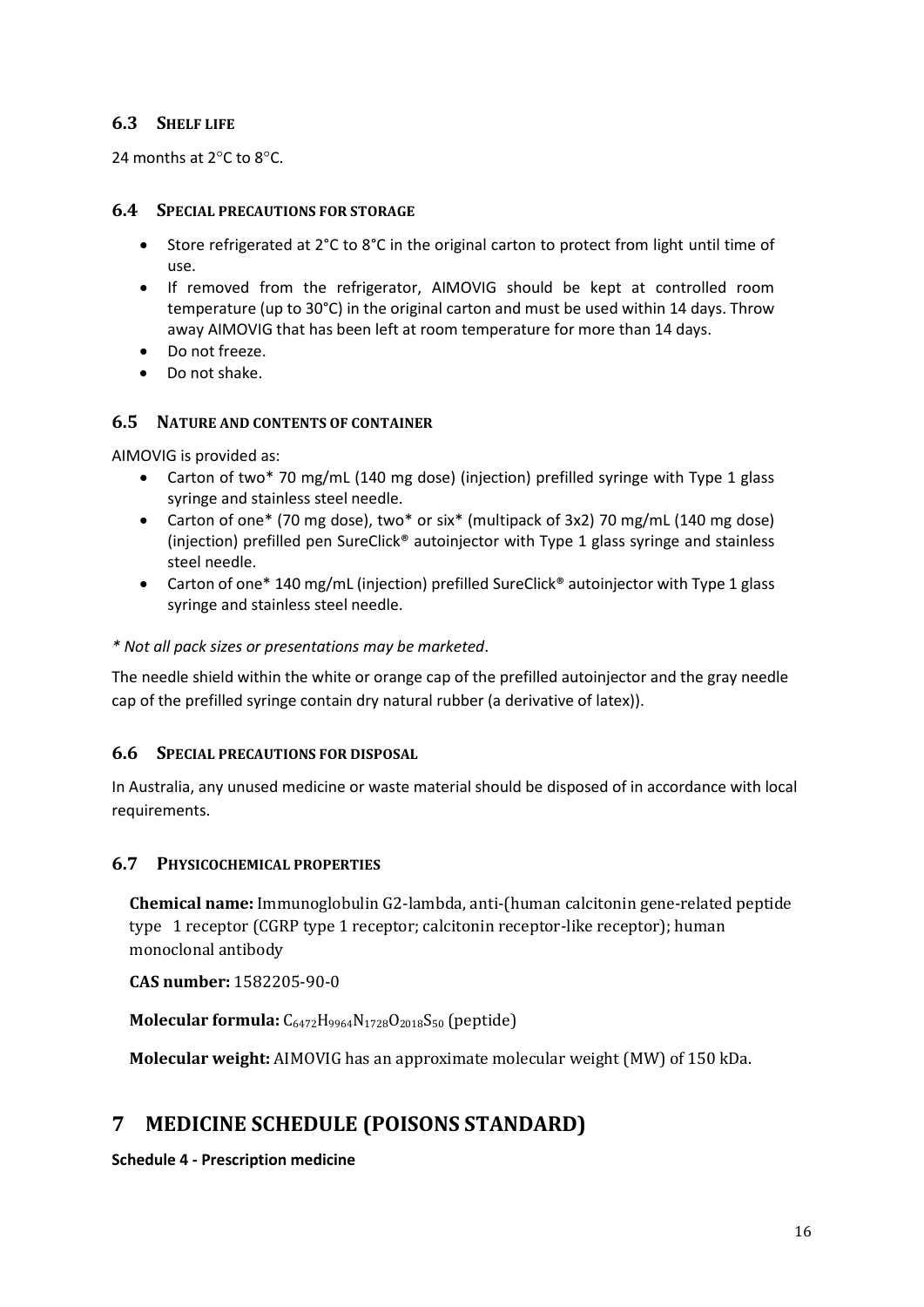### 6.3 SHELF LIFE

24 months at 2°C to 8°C.

### 6.4 SPECIAL PRECAUTIONS FOR STORAGE

- Store refrigerated at 2°C to 8°C in the original carton to protect from light until time of use.
- If removed from the refrigerator, AIMOVIG should be kept at controlled room temperature (up to 30°C) in the original carton and must be used within 14 days. Throw away AIMOVIG that has been left at room temperature for more than 14 days.
- Do not freeze.
- Do not shake.

### 6.5 NATURE AND CONTENTS OF CONTAINER

AIMOVIG is provided as:

- Carton of two* 70 mg/mL (140 mg dose) (injection) prefilled syringe with Type 1 glass syringe and stainless steel needle.
- Carton of one* (70 mg dose), two* or six* (multipack of 3x2) 70 mg/mL (140 mg dose) (injection) prefilled pen SureClick® autoinjector with Type 1 glass syringe and stainless steel needle.
- Carton of one* 140 mg/mL (injection) prefilled SureClick® autoinjector with Type 1 glass syringe and stainless steel needle.

*\* Not all pack sizes or presentations may be marketed*.

The needle shield within the white or orange cap of the prefilled autoinjector and the gray needle cap of the prefilled syringe contain dry natural rubber (a derivative of latex)).

### 6.6 SPECIAL PRECAUTIONS FOR DISPOSAL

In Australia, any unused medicine or waste material should be disposed of in accordance with local requirements.

### 6.7 PHYSICOCHEMICAL PROPERTIES

**Chemical name:** Immunoglobulin G2-lambda, anti-(human calcitonin gene-related peptide type 1 receptor (CGRP type 1 receptor; calcitonin receptor-like receptor); human monoclonal antibody

**CAS number:** 1582205-90-0

**Molecular formula:** $C_{6472}H_{9964}N_{1728}O_{2018}S_{50}$ (peptide)

**Molecular weight:** AIMOVIG has an approximate molecular weight (MW) of 150 kDa.

## 7 MEDICINE SCHEDULE (POISONS STANDARD)

**Schedule 4 - Prescription medicine**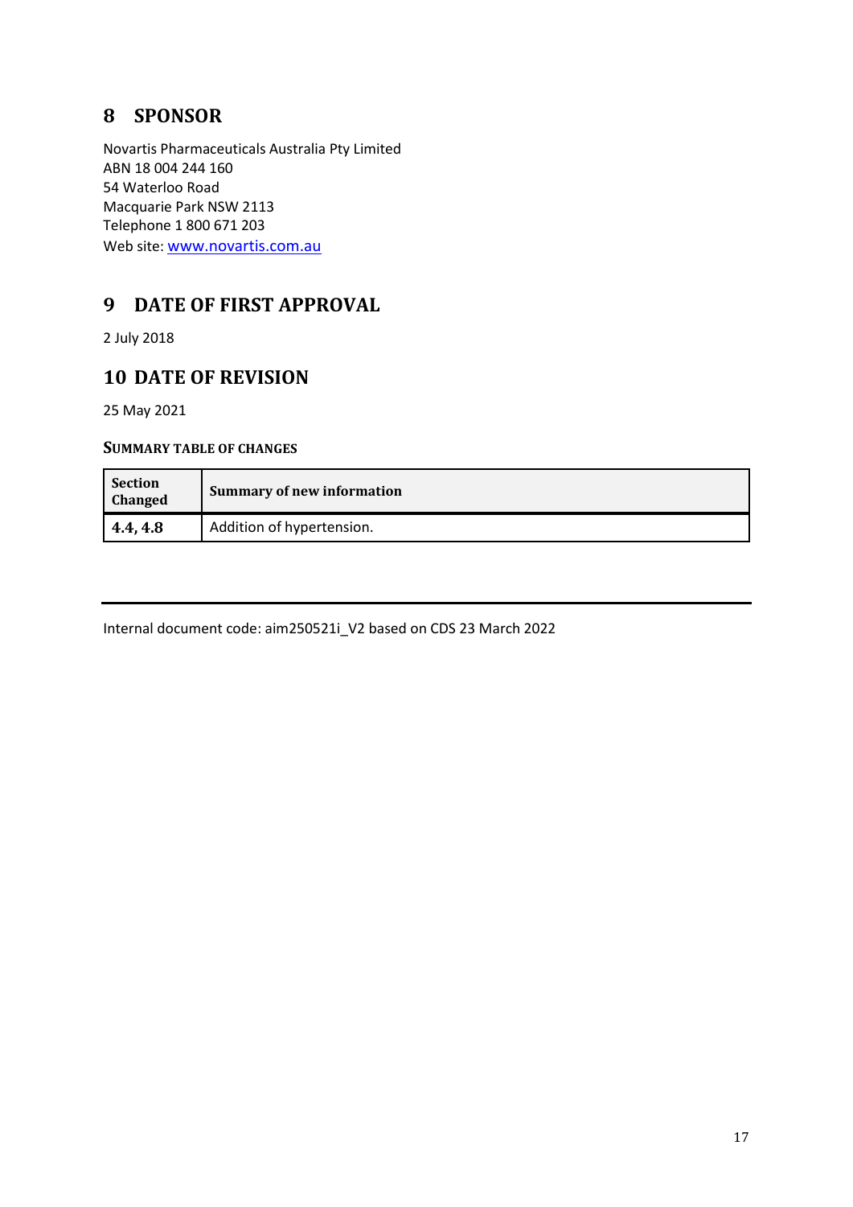# 8 SPONSOR

Novartis Pharmaceuticals Australia Pty Limited
ABN 18 004 244 160
54 Waterloo Road
Macquarie Park NSW 2113
Telephone 1 800 671 203
Web site: www.novartis.com.au

# 9 DATE OF FIRST APPROVAL

2 July 2018

# 10 DATE OF REVISION

25 May 2021

**SUMMARY TABLE OF CHANGES**

| Section Changed | Summary of new information |
|---|---|
| **4.4, 4.8** | Addition of hypertension. |

---

Internal document code: aim250521i_V2 based on CDS 23 March 2022